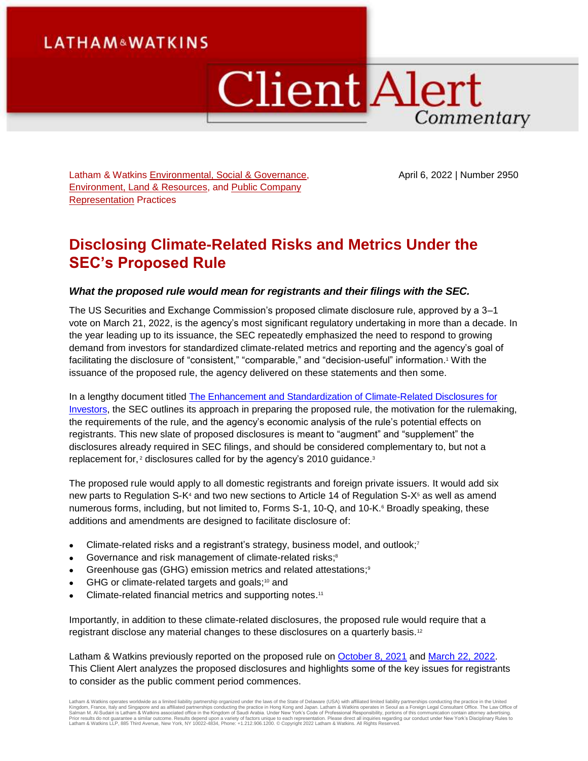Latham & Watkins Environmental, Social & Governance, Environment, Land & Resources, and Public Company Representation Practices

April 6, 2022 | Number 2950

# Disclosing Climate-Related Risks and Metrics Under the SEC's Proposed Rule

### *What the proposed rule would mean for registrants and their filings with the SEC.*

The US Securities and Exchange Commission's proposed climate disclosure rule, approved by a 3–1 vote on March 21, 2022, is the agency's most significant regulatory undertaking in more than a decade. In the year leading up to its issuance, the SEC repeatedly emphasized the need to respond to growing demand from investors for standardized climate-related metrics and reporting and the agency's goal of facilitating the disclosure of "consistent," "comparable," and "decision-useful" information.[1] With the issuance of the proposed rule, the agency delivered on these statements and then some.

In a lengthy document titled The Enhancement and Standardization of Climate-Related Disclosures for Investors, the SEC outlines its approach in preparing the proposed rule, the motivation for the rulemaking, the requirements of the rule, and the agency's economic analysis of the rule's potential effects on registrants. This new slate of proposed disclosures is meant to "augment" and "supplement" the disclosures already required in SEC filings, and should be considered complementary to, but not a replacement for,[2] disclosures called for by the agency's 2010 guidance.[3]

The proposed rule would apply to all domestic registrants and foreign private issuers. It would add six new parts to Regulation S-K[4] and two new sections to Article 14 of Regulation S-X[5] as well as amend numerous forms, including, but not limited to, Forms S-1, 10-Q, and 10-K.[6] Broadly speaking, these additions and amendments are designed to facilitate disclosure of:

- Climate-related risks and a registrant's strategy, business model, and outlook;[7]
- Governance and risk management of climate-related risks;[8]
- Greenhouse gas (GHG) emission metrics and related attestations;[9]
- GHG or climate-related targets and goals;[10] and
- Climate-related financial metrics and supporting notes.[11]

Importantly, in addition to these climate-related disclosures, the proposed rule would require that a registrant disclose any material changes to these disclosures on a quarterly basis.[12]

Latham & Watkins previously reported on the proposed rule on October 8, 2021 and March 22, 2022. This Client Alert analyzes the proposed disclosures and highlights some of the key issues for registrants to consider as the public comment period commences.

Latham & Watkins operates worldwide as a limited liability partnership organized under the laws of the State of Delaware (USA) with affiliated limited liability partnerships conducting the practice in the United Kingdom, France, Italy and Singapore and as affiliated partnerships conducting the practice in Hong Kong and Japan. Latham & Watkins operates in Seoul as a Foreign Legal Consultant Office. The Law Office of Salman M. Al-Sudairi is Latham & Watkins associated office in the Kingdom of Saudi Arabia. Under New York's Code of Professional Responsibility, portions of this communication contain attorney advertising. Prior results do not guarantee a similar outcome. Results depend upon a variety of factors unique to each representation. Please direct all inquiries regarding our conduct under New York's Disciplinary Rules to Latham & Watkins LLP, 885 Third Avenue, New York, NY 10022-4834, Phone: +1.212.906.1200. © Copyright 2022 Latham & Watkins. All Rights Reserved.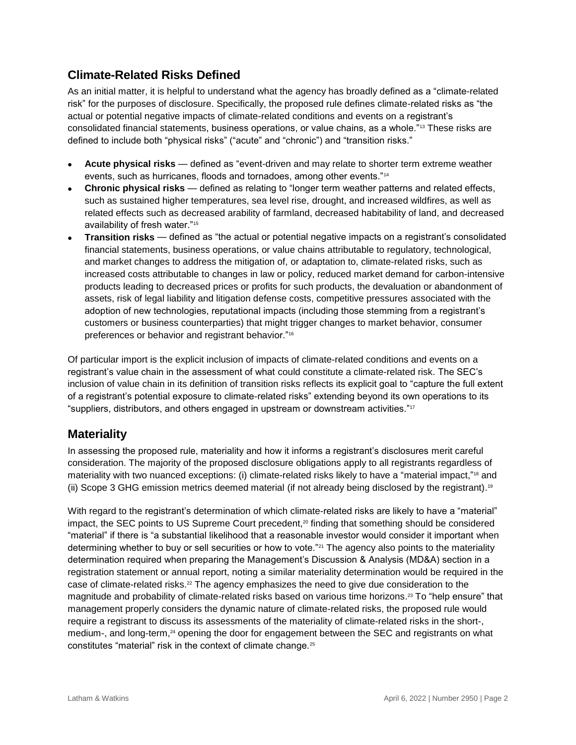## Climate-Related Risks Defined

As an initial matter, it is helpful to understand what the agency has broadly defined as a "climate-related risk" for the purposes of disclosure. Specifically, the proposed rule defines climate-related risks as "the actual or potential negative impacts of climate-related conditions and events on a registrant's consolidated financial statements, business operations, or value chains, as a whole."[13] These risks are defined to include both "physical risks" ("acute" and "chronic") and "transition risks."

- **Acute physical risks** — defined as "event-driven and may relate to shorter term extreme weather events, such as hurricanes, floods and tornadoes, among other events."[14]
- **Chronic physical risks** — defined as relating to "longer term weather patterns and related effects, such as sustained higher temperatures, sea level rise, drought, and increased wildfires, as well as related effects such as decreased arability of farmland, decreased habitability of land, and decreased availability of fresh water."[15]
- **Transition risks** — defined as "the actual or potential negative impacts on a registrant's consolidated financial statements, business operations, or value chains attributable to regulatory, technological, and market changes to address the mitigation of, or adaptation to, climate-related risks, such as increased costs attributable to changes in law or policy, reduced market demand for carbon-intensive products leading to decreased prices or profits for such products, the devaluation or abandonment of assets, risk of legal liability and litigation defense costs, competitive pressures associated with the adoption of new technologies, reputational impacts (including those stemming from a registrant's customers or business counterparties) that might trigger changes to market behavior, consumer preferences or behavior and registrant behavior."[16]

Of particular import is the explicit inclusion of impacts of climate-related conditions and events on a registrant's value chain in the assessment of what could constitute a climate-related risk. The SEC's inclusion of value chain in its definition of transition risks reflects its explicit goal to "capture the full extent of a registrant's potential exposure to climate-related risks" extending beyond its own operations to its "suppliers, distributors, and others engaged in upstream or downstream activities."[17]

## Materiality

In assessing the proposed rule, materiality and how it informs a registrant's disclosures merit careful consideration. The majority of the proposed disclosure obligations apply to all registrants regardless of materiality with two nuanced exceptions: (i) climate-related risks likely to have a "material impact,"[18] and (ii) Scope 3 GHG emission metrics deemed material (if not already being disclosed by the registrant).[19]

With regard to the registrant's determination of which climate-related risks are likely to have a "material" impact, the SEC points to US Supreme Court precedent,[20] finding that something should be considered "material" if there is "a substantial likelihood that a reasonable investor would consider it important when determining whether to buy or sell securities or how to vote."[21] The agency also points to the materiality determination required when preparing the Management's Discussion & Analysis (MD&A) section in a registration statement or annual report, noting a similar materiality determination would be required in the case of climate-related risks.[22] The agency emphasizes the need to give due consideration to the magnitude and probability of climate-related risks based on various time horizons.[23] To "help ensure" that management properly considers the dynamic nature of climate-related risks, the proposed rule would require a registrant to discuss its assessments of the materiality of climate-related risks in the short-, medium-, and long-term,[24] opening the door for engagement between the SEC and registrants on what constitutes "material" risk in the context of climate change.[25]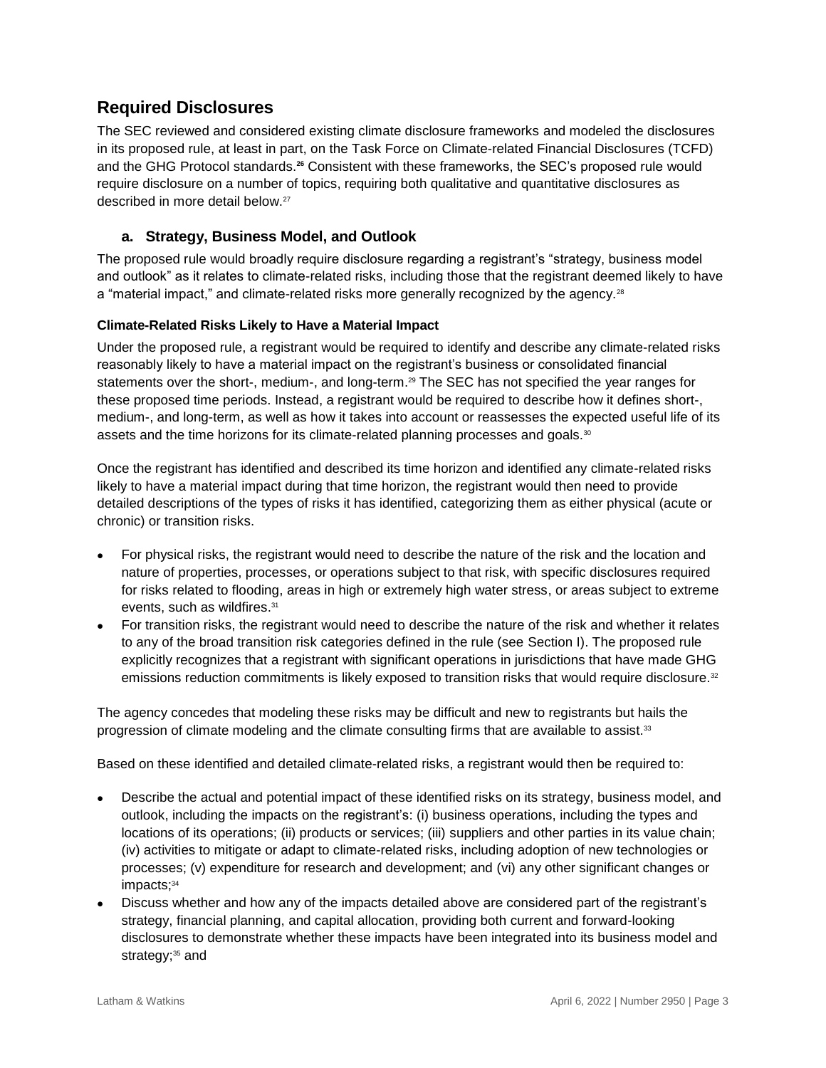## Required Disclosures

The SEC reviewed and considered existing climate disclosure frameworks and modeled the disclosures in its proposed rule, at least in part, on the Task Force on Climate-related Financial Disclosures (TCFD) and the GHG Protocol standards.[26] Consistent with these frameworks, the SEC's proposed rule would require disclosure on a number of topics, requiring both qualitative and quantitative disclosures as described in more detail below.[27]

### a. Strategy, Business Model, and Outlook

The proposed rule would broadly require disclosure regarding a registrant's "strategy, business model and outlook" as it relates to climate-related risks, including those that the registrant deemed likely to have a "material impact," and climate-related risks more generally recognized by the agency.[28]

#### Climate-Related Risks Likely to Have a Material Impact

Under the proposed rule, a registrant would be required to identify and describe any climate-related risks reasonably likely to have a material impact on the registrant's business or consolidated financial statements over the short-, medium-, and long-term.[29] The SEC has not specified the year ranges for these proposed time periods. Instead, a registrant would be required to describe how it defines short-, medium-, and long-term, as well as how it takes into account or reassesses the expected useful life of its assets and the time horizons for its climate-related planning processes and goals.[30]

Once the registrant has identified and described its time horizon and identified any climate-related risks likely to have a material impact during that time horizon, the registrant would then need to provide detailed descriptions of the types of risks it has identified, categorizing them as either physical (acute or chronic) or transition risks.

- For physical risks, the registrant would need to describe the nature of the risk and the location and nature of properties, processes, or operations subject to that risk, with specific disclosures required for risks related to flooding, areas in high or extremely high water stress, or areas subject to extreme events, such as wildfires.[31]
- For transition risks, the registrant would need to describe the nature of the risk and whether it relates to any of the broad transition risk categories defined in the rule (see Section I). The proposed rule explicitly recognizes that a registrant with significant operations in jurisdictions that have made GHG emissions reduction commitments is likely exposed to transition risks that would require disclosure.[32]

The agency concedes that modeling these risks may be difficult and new to registrants but hails the progression of climate modeling and the climate consulting firms that are available to assist.[33]

Based on these identified and detailed climate-related risks, a registrant would then be required to:

- Describe the actual and potential impact of these identified risks on its strategy, business model, and outlook, including the impacts on the registrant's: (i) business operations, including the types and locations of its operations; (ii) products or services; (iii) suppliers and other parties in its value chain; (iv) activities to mitigate or adapt to climate-related risks, including adoption of new technologies or processes; (v) expenditure for research and development; and (vi) any other significant changes or impacts;[34]
- Discuss whether and how any of the impacts detailed above are considered part of the registrant's strategy, financial planning, and capital allocation, providing both current and forward-looking disclosures to demonstrate whether these impacts have been integrated into its business model and strategy;[35] and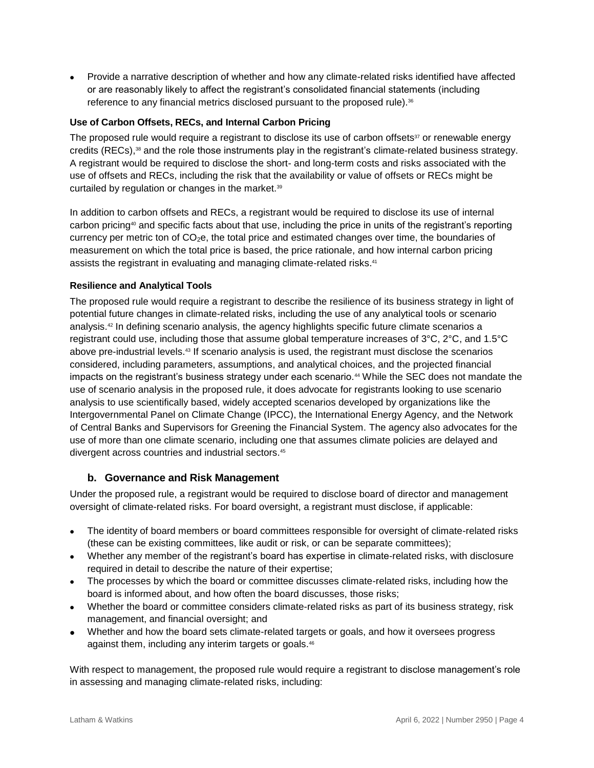- Provide a narrative description of whether and how any climate-related risks identified have affected or are reasonably likely to affect the registrant's consolidated financial statements (including reference to any financial metrics disclosed pursuant to the proposed rule).[36]

**Use of Carbon Offsets, RECs, and Internal Carbon Pricing**

The proposed rule would require a registrant to disclose its use of carbon offsets[37] or renewable energy credits (RECs),[38] and the role those instruments play in the registrant's climate-related business strategy. A registrant would be required to disclose the short- and long-term costs and risks associated with the use of offsets and RECs, including the risk that the availability or value of offsets or RECs might be curtailed by regulation or changes in the market.[39]

In addition to carbon offsets and RECs, a registrant would be required to disclose its use of internal carbon pricing[40] and specific facts about that use, including the price in units of the registrant's reporting currency per metric ton of $CO_2e$, the total price and estimated changes over time, the boundaries of measurement on which the total price is based, the price rationale, and how internal carbon pricing assists the registrant in evaluating and managing climate-related risks.[41]

**Resilience and Analytical Tools**

The proposed rule would require a registrant to describe the resilience of its business strategy in light of potential future changes in climate-related risks, including the use of any analytical tools or scenario analysis.[42] In defining scenario analysis, the agency highlights specific future climate scenarios a registrant could use, including those that assume global temperature increases of 3°C, 2°C, and 1.5°C above pre-industrial levels.[43] If scenario analysis is used, the registrant must disclose the scenarios considered, including parameters, assumptions, and analytical choices, and the projected financial impacts on the registrant's business strategy under each scenario.[44] While the SEC does not mandate the use of scenario analysis in the proposed rule, it does advocate for registrants looking to use scenario analysis to use scientifically based, widely accepted scenarios developed by organizations like the Intergovernmental Panel on Climate Change (IPCC), the International Energy Agency, and the Network of Central Banks and Supervisors for Greening the Financial System. The agency also advocates for the use of more than one climate scenario, including one that assumes climate policies are delayed and divergent across countries and industrial sectors.[45]

### b. Governance and Risk Management

Under the proposed rule, a registrant would be required to disclose board of director and management oversight of climate-related risks. For board oversight, a registrant must disclose, if applicable:

- The identity of board members or board committees responsible for oversight of climate-related risks (these can be existing committees, like audit or risk, or can be separate committees);
- Whether any member of the registrant's board has expertise in climate-related risks, with disclosure required in detail to describe the nature of their expertise;
- The processes by which the board or committee discusses climate-related risks, including how the board is informed about, and how often the board discusses, those risks;
- Whether the board or committee considers climate-related risks as part of its business strategy, risk management, and financial oversight; and
- Whether and how the board sets climate-related targets or goals, and how it oversees progress against them, including any interim targets or goals.[46]

With respect to management, the proposed rule would require a registrant to disclose management's role in assessing and managing climate-related risks, including: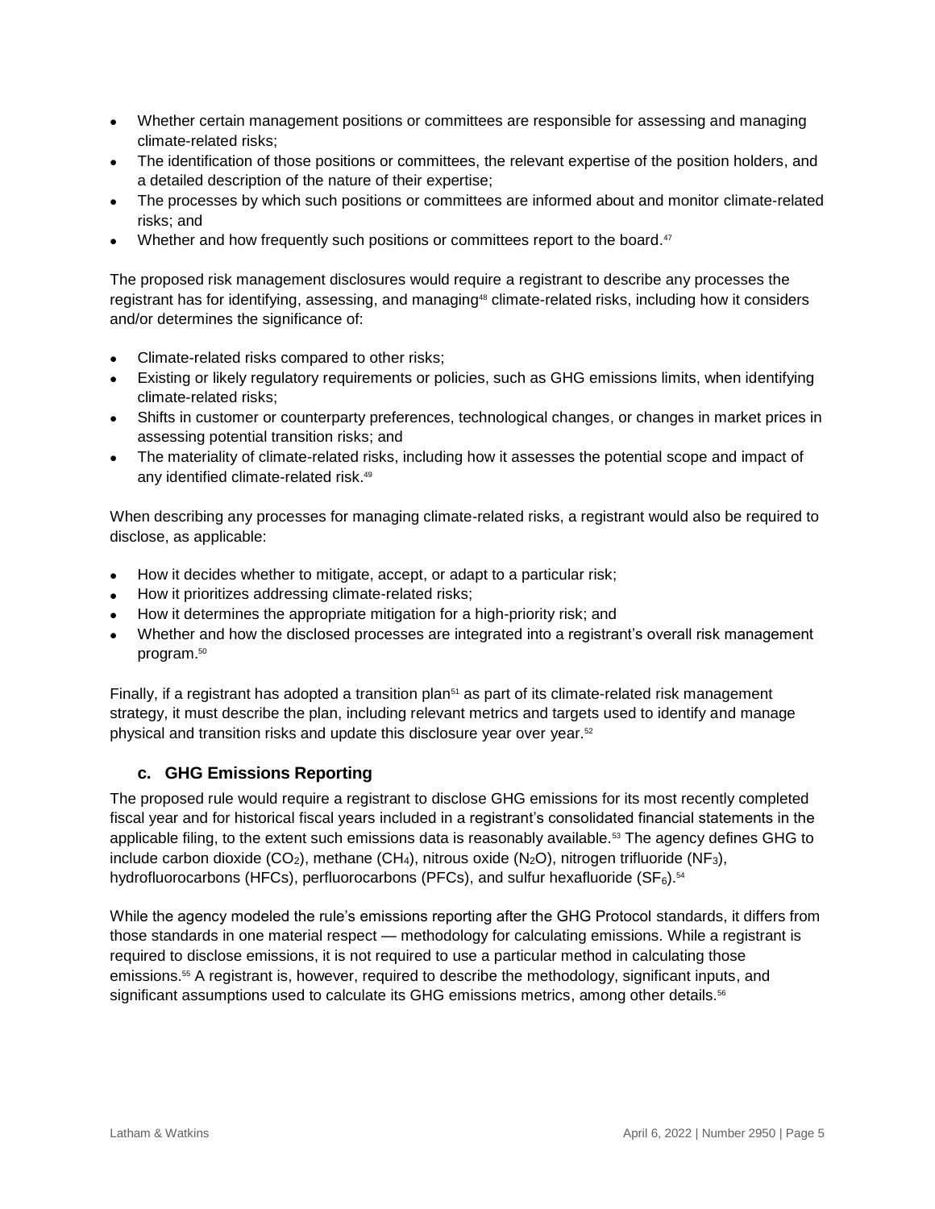- Whether certain management positions or committees are responsible for assessing and managing climate-related risks;
- The identification of those positions or committees, the relevant expertise of the position holders, and a detailed description of the nature of their expertise;
- The processes by which such positions or committees are informed about and monitor climate-related risks; and
- Whether and how frequently such positions or committees report to the board.[47]

The proposed risk management disclosures would require a registrant to describe any processes the registrant has for identifying, assessing, and managing[48] climate-related risks, including how it considers and/or determines the significance of:

- Climate-related risks compared to other risks;
- Existing or likely regulatory requirements or policies, such as GHG emissions limits, when identifying climate-related risks;
- Shifts in customer or counterparty preferences, technological changes, or changes in market prices in assessing potential transition risks; and
- The materiality of climate-related risks, including how it assesses the potential scope and impact of any identified climate-related risk.[49]

When describing any processes for managing climate-related risks, a registrant would also be required to disclose, as applicable:

- How it decides whether to mitigate, accept, or adapt to a particular risk;
- How it prioritizes addressing climate-related risks;
- How it determines the appropriate mitigation for a high-priority risk; and
- Whether and how the disclosed processes are integrated into a registrant's overall risk management program.[50]

Finally, if a registrant has adopted a transition plan[51] as part of its climate-related risk management strategy, it must describe the plan, including relevant metrics and targets used to identify and manage physical and transition risks and update this disclosure year over year.[52]

### c. GHG Emissions Reporting

The proposed rule would require a registrant to disclose GHG emissions for its most recently completed fiscal year and for historical fiscal years included in a registrant's consolidated financial statements in the applicable filing, to the extent such emissions data is reasonably available.[53] The agency defines GHG to include carbon dioxide ($CO_2$), methane ($CH_4$), nitrous oxide ($N_2O$), nitrogen trifluoride ($NF_3$), hydrofluorocarbons (HFCs), perfluorocarbons (PFCs), and sulfur hexafluoride ($SF_6$).[54]

While the agency modeled the rule's emissions reporting after the GHG Protocol standards, it differs from those standards in one material respect — methodology for calculating emissions. While a registrant is required to disclose emissions, it is not required to use a particular method in calculating those emissions.[55] A registrant is, however, required to describe the methodology, significant inputs, and significant assumptions used to calculate its GHG emissions metrics, among other details.[56]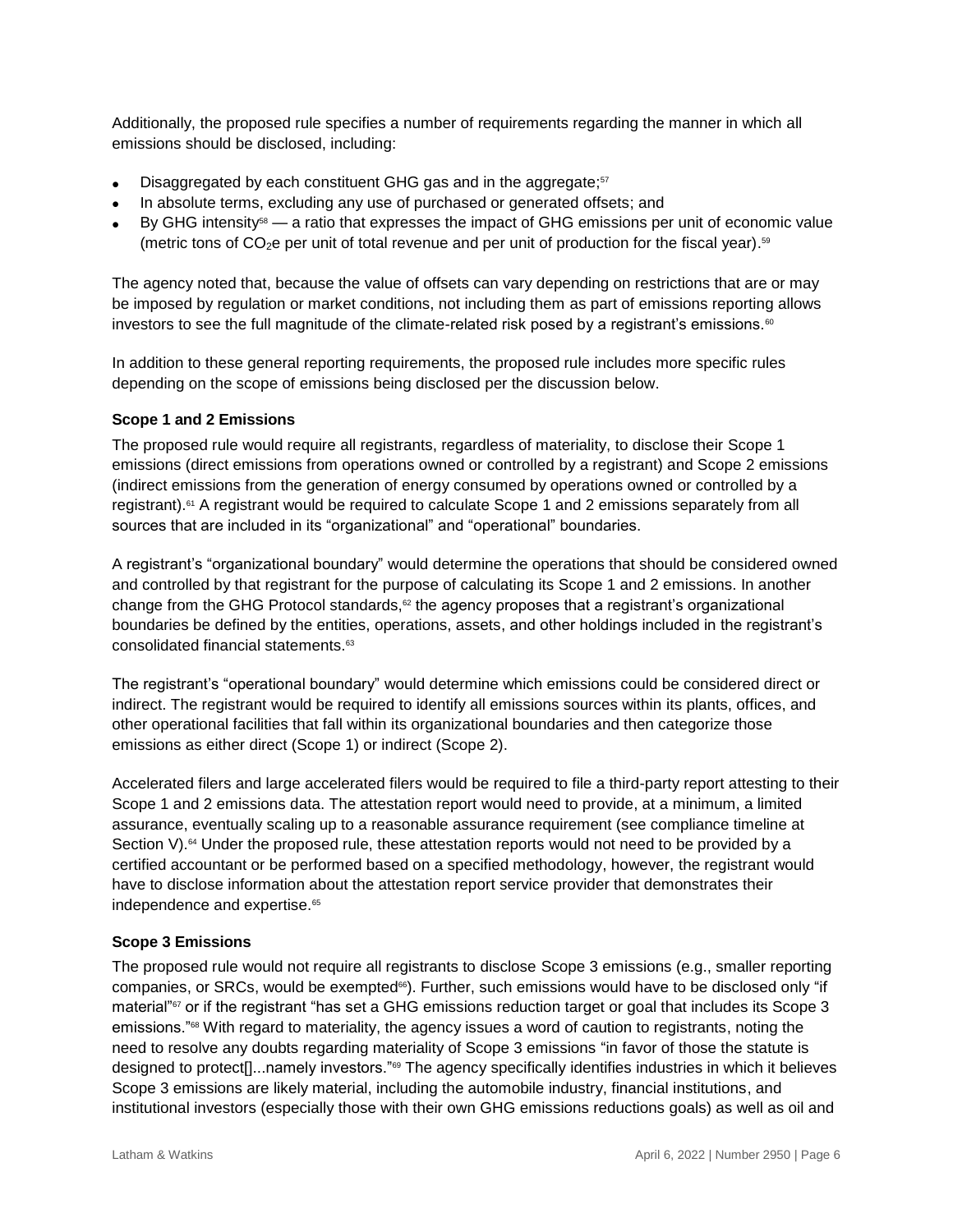Additionally, the proposed rule specifies a number of requirements regarding the manner in which all emissions should be disclosed, including:

- Disaggregated by each constituent GHG gas and in the aggregate;[57]
- In absolute terms, excluding any use of purchased or generated offsets; and
- By GHG intensity[58] — a ratio that expresses the impact of GHG emissions per unit of economic value (metric tons of $CO_2$e per unit of total revenue and per unit of production for the fiscal year).[59]

The agency noted that, because the value of offsets can vary depending on restrictions that are or may be imposed by regulation or market conditions, not including them as part of emissions reporting allows investors to see the full magnitude of the climate-related risk posed by a registrant's emissions.[60]

In addition to these general reporting requirements, the proposed rule includes more specific rules depending on the scope of emissions being disclosed per the discussion below.

**Scope 1 and 2 Emissions**

The proposed rule would require all registrants, regardless of materiality, to disclose their Scope 1 emissions (direct emissions from operations owned or controlled by a registrant) and Scope 2 emissions (indirect emissions from the generation of energy consumed by operations owned or controlled by a registrant).[61] A registrant would be required to calculate Scope 1 and 2 emissions separately from all sources that are included in its "organizational" and "operational" boundaries.

A registrant's "organizational boundary" would determine the operations that should be considered owned and controlled by that registrant for the purpose of calculating its Scope 1 and 2 emissions. In another change from the GHG Protocol standards,[62] the agency proposes that a registrant's organizational boundaries be defined by the entities, operations, assets, and other holdings included in the registrant's consolidated financial statements.[63]

The registrant's "operational boundary" would determine which emissions could be considered direct or indirect. The registrant would be required to identify all emissions sources within its plants, offices, and other operational facilities that fall within its organizational boundaries and then categorize those emissions as either direct (Scope 1) or indirect (Scope 2).

Accelerated filers and large accelerated filers would be required to file a third-party report attesting to their Scope 1 and 2 emissions data. The attestation report would need to provide, at a minimum, a limited assurance, eventually scaling up to a reasonable assurance requirement (see compliance timeline at Section V).[64] Under the proposed rule, these attestation reports would not need to be provided by a certified accountant or be performed based on a specified methodology, however, the registrant would have to disclose information about the attestation report service provider that demonstrates their independence and expertise.[65]

**Scope 3 Emissions**

The proposed rule would not require all registrants to disclose Scope 3 emissions (e.g., smaller reporting companies, or SRCs, would be exempted[66]). Further, such emissions would have to be disclosed only "if material"[67] or if the registrant "has set a GHG emissions reduction target or goal that includes its Scope 3 emissions."[68] With regard to materiality, the agency issues a word of caution to registrants, noting the need to resolve any doubts regarding materiality of Scope 3 emissions "in favor of those the statute is designed to protect[]...namely investors."[69] The agency specifically identifies industries in which it believes Scope 3 emissions are likely material, including the automobile industry, financial institutions, and institutional investors (especially those with their own GHG emissions reductions goals) as well as oil and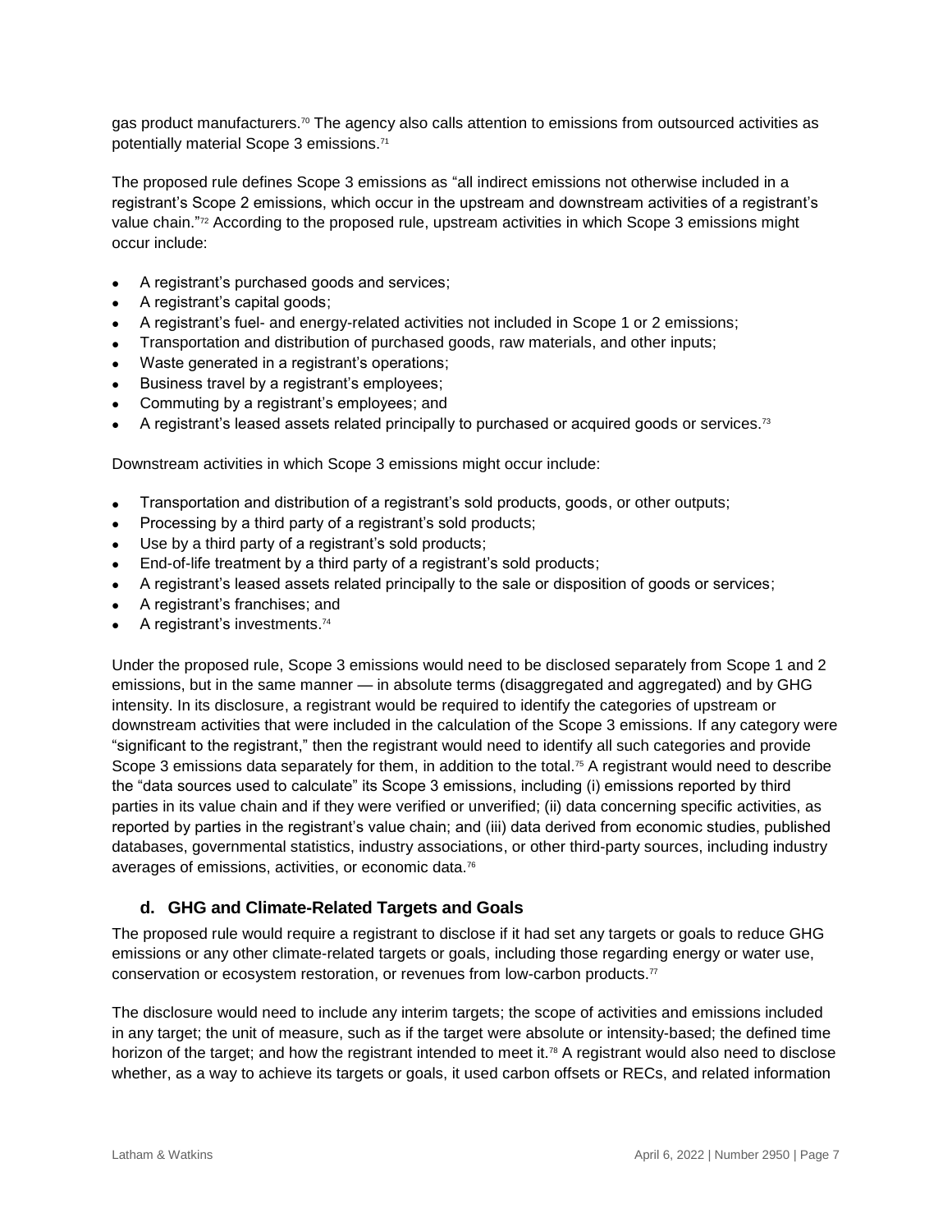gas product manufacturers.[70] The agency also calls attention to emissions from outsourced activities as potentially material Scope 3 emissions.[71]

The proposed rule defines Scope 3 emissions as "all indirect emissions not otherwise included in a registrant's Scope 2 emissions, which occur in the upstream and downstream activities of a registrant's value chain."[72] According to the proposed rule, upstream activities in which Scope 3 emissions might occur include:

- A registrant's purchased goods and services;
- A registrant's capital goods;
- A registrant's fuel- and energy-related activities not included in Scope 1 or 2 emissions;
- Transportation and distribution of purchased goods, raw materials, and other inputs;
- Waste generated in a registrant's operations;
- Business travel by a registrant's employees;
- Commuting by a registrant's employees; and
- A registrant's leased assets related principally to purchased or acquired goods or services.[73]

Downstream activities in which Scope 3 emissions might occur include:

- Transportation and distribution of a registrant's sold products, goods, or other outputs;
- Processing by a third party of a registrant's sold products;
- Use by a third party of a registrant's sold products;
- End-of-life treatment by a third party of a registrant's sold products;
- A registrant's leased assets related principally to the sale or disposition of goods or services;
- A registrant's franchises; and
- A registrant's investments.[74]

Under the proposed rule, Scope 3 emissions would need to be disclosed separately from Scope 1 and 2 emissions, but in the same manner — in absolute terms (disaggregated and aggregated) and by GHG intensity. In its disclosure, a registrant would be required to identify the categories of upstream or downstream activities that were included in the calculation of the Scope 3 emissions. If any category were "significant to the registrant," then the registrant would need to identify all such categories and provide Scope 3 emissions data separately for them, in addition to the total.[75] A registrant would need to describe the "data sources used to calculate" its Scope 3 emissions, including (i) emissions reported by third parties in its value chain and if they were verified or unverified; (ii) data concerning specific activities, as reported by parties in the registrant's value chain; and (iii) data derived from economic studies, published databases, governmental statistics, industry associations, or other third-party sources, including industry averages of emissions, activities, or economic data.[76]

### d. GHG and Climate-Related Targets and Goals

The proposed rule would require a registrant to disclose if it had set any targets or goals to reduce GHG emissions or any other climate-related targets or goals, including those regarding energy or water use, conservation or ecosystem restoration, or revenues from low-carbon products.[77]

The disclosure would need to include any interim targets; the scope of activities and emissions included in any target; the unit of measure, such as if the target were absolute or intensity-based; the defined time horizon of the target; and how the registrant intended to meet it.[78] A registrant would also need to disclose whether, as a way to achieve its targets or goals, it used carbon offsets or RECs, and related information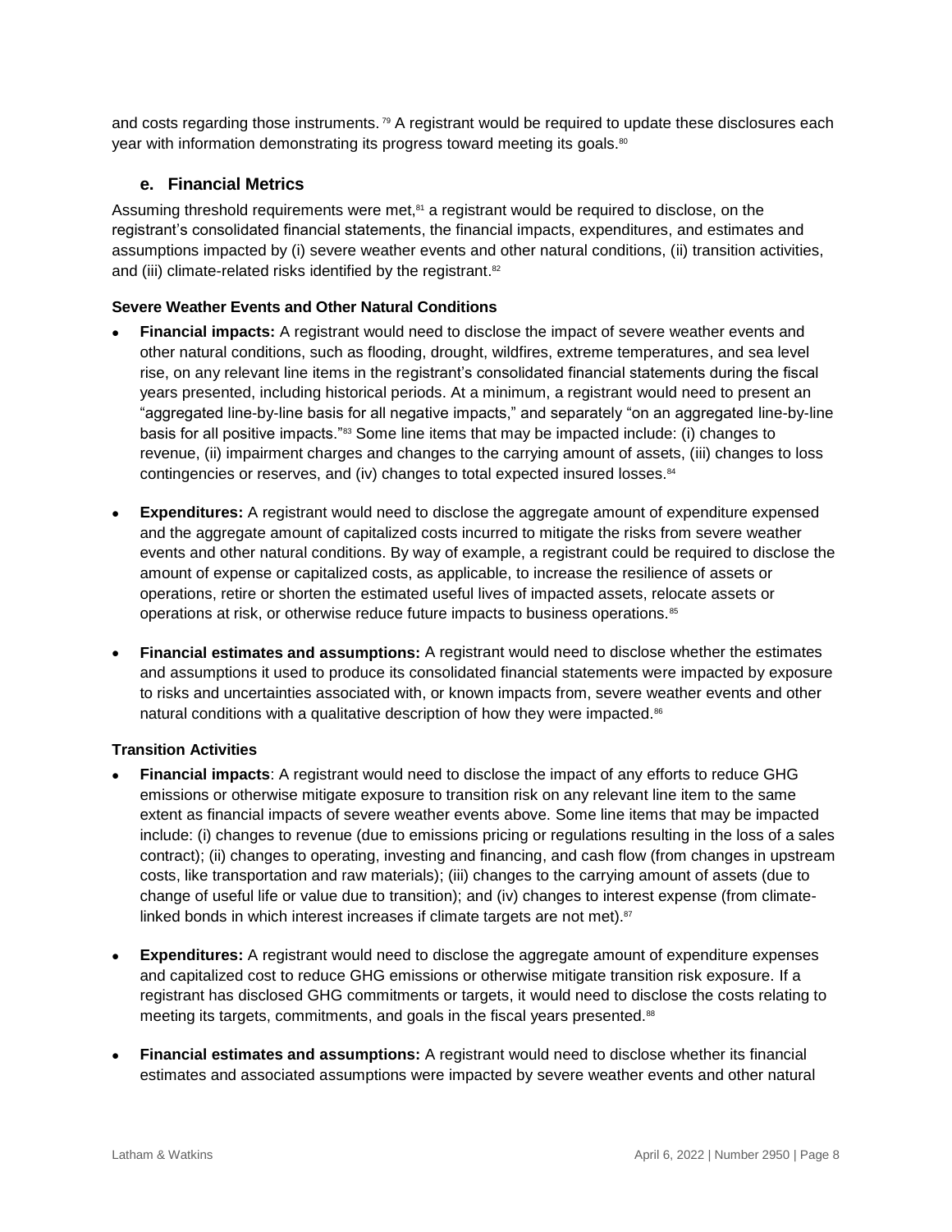and costs regarding those instruments.[79] A registrant would be required to update these disclosures each year with information demonstrating its progress toward meeting its goals.[80]

### e. Financial Metrics

Assuming threshold requirements were met,[81] a registrant would be required to disclose, on the registrant's consolidated financial statements, the financial impacts, expenditures, and estimates and assumptions impacted by (i) severe weather events and other natural conditions, (ii) transition activities, and (iii) climate-related risks identified by the registrant.[82]

**Severe Weather Events and Other Natural Conditions**

- **Financial impacts:** A registrant would need to disclose the impact of severe weather events and other natural conditions, such as flooding, drought, wildfires, extreme temperatures, and sea level rise, on any relevant line items in the registrant's consolidated financial statements during the fiscal years presented, including historical periods. At a minimum, a registrant would need to present an "aggregated line-by-line basis for all negative impacts," and separately "on an aggregated line-by-line basis for all positive impacts."[83] Some line items that may be impacted include: (i) changes to revenue, (ii) impairment charges and changes to the carrying amount of assets, (iii) changes to loss contingencies or reserves, and (iv) changes to total expected insured losses.[84]

- **Expenditures:** A registrant would need to disclose the aggregate amount of expenditure expensed and the aggregate amount of capitalized costs incurred to mitigate the risks from severe weather events and other natural conditions. By way of example, a registrant could be required to disclose the amount of expense or capitalized costs, as applicable, to increase the resilience of assets or operations, retire or shorten the estimated useful lives of impacted assets, relocate assets or operations at risk, or otherwise reduce future impacts to business operations.[85]

- **Financial estimates and assumptions:** A registrant would need to disclose whether the estimates and assumptions it used to produce its consolidated financial statements were impacted by exposure to risks and uncertainties associated with, or known impacts from, severe weather events and other natural conditions with a qualitative description of how they were impacted.[86]

**Transition Activities**

- **Financial impacts**: A registrant would need to disclose the impact of any efforts to reduce GHG emissions or otherwise mitigate exposure to transition risk on any relevant line item to the same extent as financial impacts of severe weather events above. Some line items that may be impacted include: (i) changes to revenue (due to emissions pricing or regulations resulting in the loss of a sales contract); (ii) changes to operating, investing and financing, and cash flow (from changes in upstream costs, like transportation and raw materials); (iii) changes to the carrying amount of assets (due to change of useful life or value due to transition); and (iv) changes to interest expense (from climate-linked bonds in which interest increases if climate targets are not met).[87]

- **Expenditures:** A registrant would need to disclose the aggregate amount of expenditure expenses and capitalized cost to reduce GHG emissions or otherwise mitigate transition risk exposure. If a registrant has disclosed GHG commitments or targets, it would need to disclose the costs relating to meeting its targets, commitments, and goals in the fiscal years presented.[88]

- **Financial estimates and assumptions:** A registrant would need to disclose whether its financial estimates and associated assumptions were impacted by severe weather events and other natural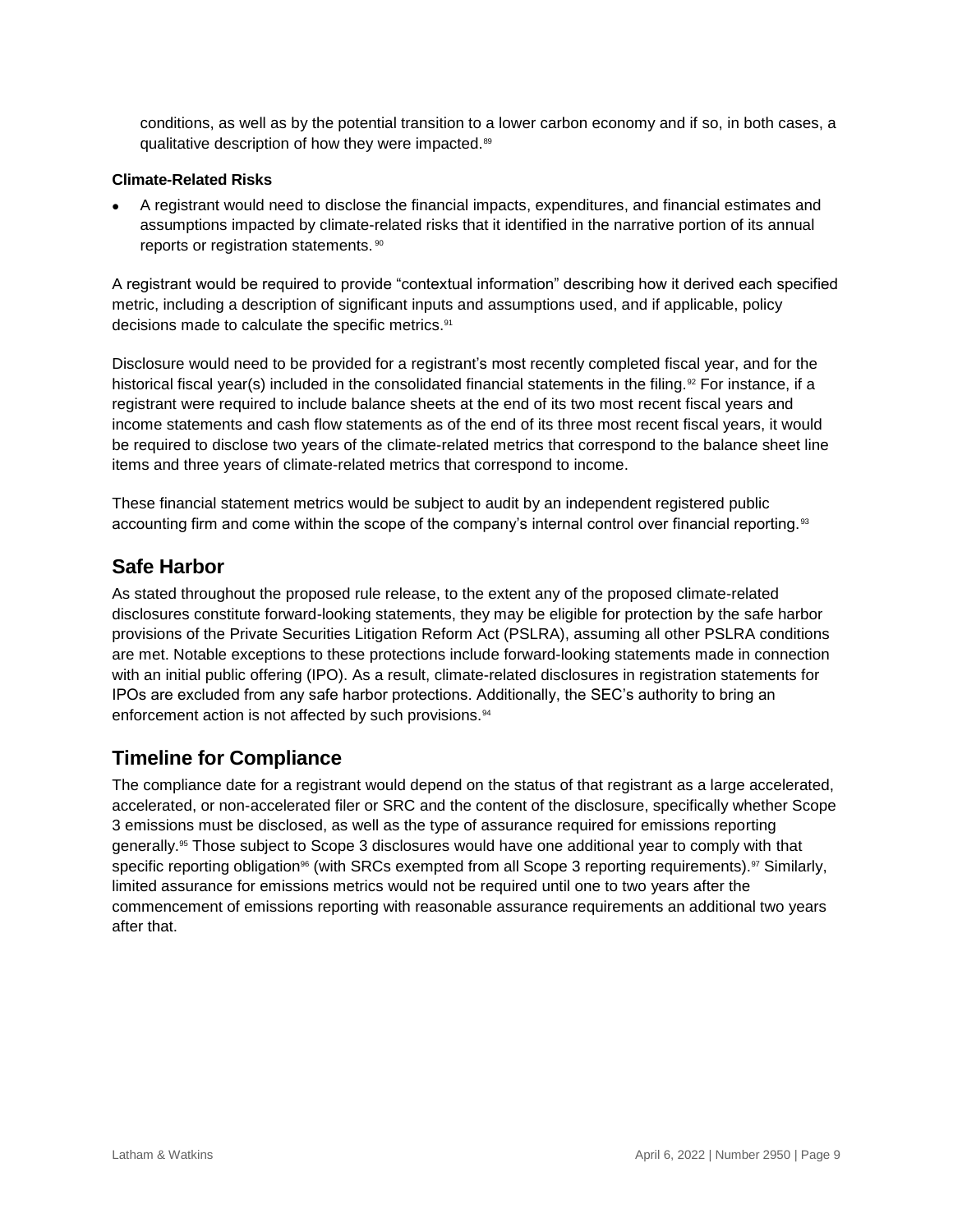conditions, as well as by the potential transition to a lower carbon economy and if so, in both cases, a qualitative description of how they were impacted.[89]

**Climate-Related Risks**

- A registrant would need to disclose the financial impacts, expenditures, and financial estimates and assumptions impacted by climate-related risks that it identified in the narrative portion of its annual reports or registration statements.[90]

A registrant would be required to provide "contextual information" describing how it derived each specified metric, including a description of significant inputs and assumptions used, and if applicable, policy decisions made to calculate the specific metrics.[91]

Disclosure would need to be provided for a registrant's most recently completed fiscal year, and for the historical fiscal year(s) included in the consolidated financial statements in the filing.[92] For instance, if a registrant were required to include balance sheets at the end of its two most recent fiscal years and income statements and cash flow statements as of the end of its three most recent fiscal years, it would be required to disclose two years of the climate-related metrics that correspond to the balance sheet line items and three years of climate-related metrics that correspond to income.

These financial statement metrics would be subject to audit by an independent registered public accounting firm and come within the scope of the company's internal control over financial reporting.[93]

## Safe Harbor

As stated throughout the proposed rule release, to the extent any of the proposed climate-related disclosures constitute forward-looking statements, they may be eligible for protection by the safe harbor provisions of the Private Securities Litigation Reform Act (PSLRA), assuming all other PSLRA conditions are met. Notable exceptions to these protections include forward-looking statements made in connection with an initial public offering (IPO). As a result, climate-related disclosures in registration statements for IPOs are excluded from any safe harbor protections. Additionally, the SEC's authority to bring an enforcement action is not affected by such provisions.[94]

## Timeline for Compliance

The compliance date for a registrant would depend on the status of that registrant as a large accelerated, accelerated, or non-accelerated filer or SRC and the content of the disclosure, specifically whether Scope 3 emissions must be disclosed, as well as the type of assurance required for emissions reporting generally.[95] Those subject to Scope 3 disclosures would have one additional year to comply with that specific reporting obligation[96] (with SRCs exempted from all Scope 3 reporting requirements).[97] Similarly, limited assurance for emissions metrics would not be required until one to two years after the commencement of emissions reporting with reasonable assurance requirements an additional two years after that.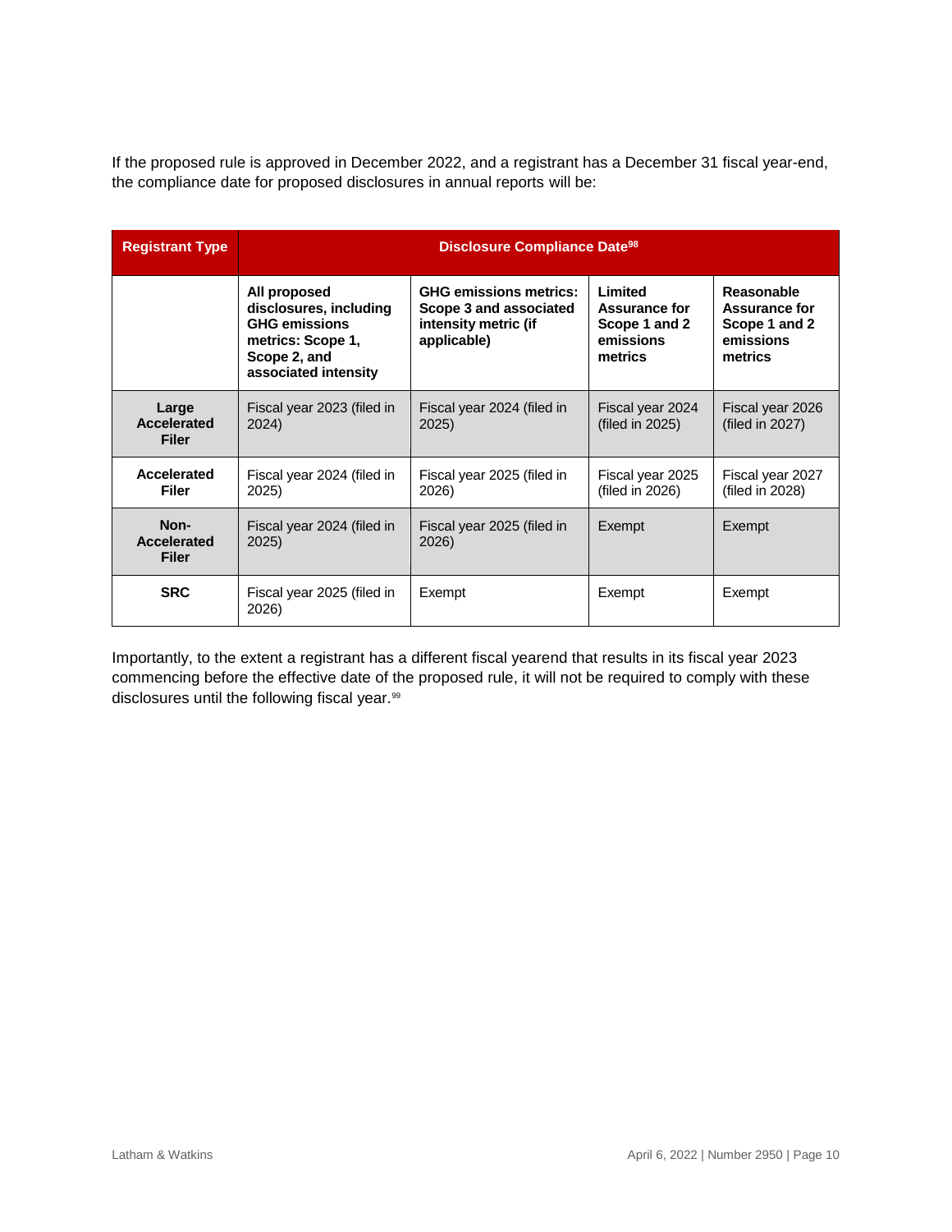If the proposed rule is approved in December 2022, and a registrant has a December 31 fiscal year-end, the compliance date for proposed disclosures in annual reports will be:

| Registrant Type | Disclosure Compliance Date[98] | | | |
|---|---|---|---|---|
| | **All proposed disclosures, including GHG emissions metrics: Scope 1, Scope 2, and associated intensity** | **GHG emissions metrics: Scope 3 and associated intensity metric (if applicable)** | **Limited Assurance for Scope 1 and 2 emissions metrics** | **Reasonable Assurance for Scope 1 and 2 emissions metrics** |
| **Large Accelerated Filer** | Fiscal year 2023 (filed in 2024) | Fiscal year 2024 (filed in 2025) | Fiscal year 2024 (filed in 2025) | Fiscal year 2026 (filed in 2027) |
| **Accelerated Filer** | Fiscal year 2024 (filed in 2025) | Fiscal year 2025 (filed in 2026) | Fiscal year 2025 (filed in 2026) | Fiscal year 2027 (filed in 2028) |
| **Non-Accelerated Filer** | Fiscal year 2024 (filed in 2025) | Fiscal year 2025 (filed in 2026) | Exempt | Exempt |
| **SRC** | Fiscal year 2025 (filed in 2026) | Exempt | Exempt | Exempt |

Importantly, to the extent a registrant has a different fiscal yearend that results in its fiscal year 2023 commencing before the effective date of the proposed rule, it will not be required to comply with these disclosures until the following fiscal year.[99]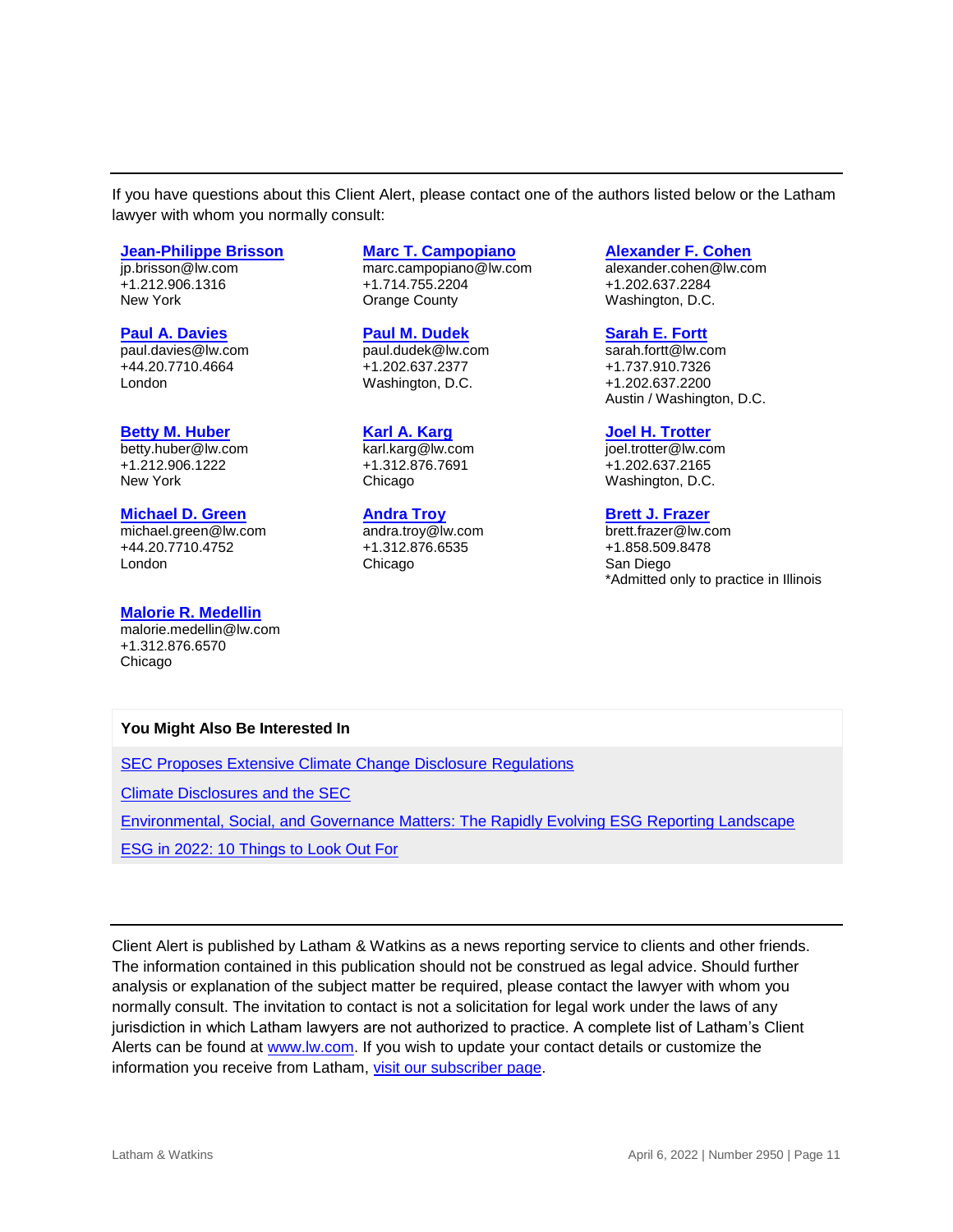If you have questions about this Client Alert, please contact one of the authors listed below or the Latham lawyer with whom you normally consult:

**Jean-Philippe Brisson**
jp.brisson@lw.com
+1.212.906.1316
New York

**Marc T. Campopiano**
marc.campopiano@lw.com
+1.714.755.2204
Orange County

**Alexander F. Cohen**
alexander.cohen@lw.com
+1.202.637.2284
Washington, D.C.

**Paul A. Davies**
paul.davies@lw.com
+44.20.7710.4664
London

**Paul M. Dudek**
paul.dudek@lw.com
+1.202.637.2377
Washington, D.C.

**Sarah E. Fortt**
sarah.fortt@lw.com
+1.737.910.7326
+1.202.637.2200
Austin / Washington, D.C.

**Betty M. Huber**
betty.huber@lw.com
+1.212.906.1222
New York

**Karl A. Karg**
karl.karg@lw.com
+1.312.876.7691
Chicago

**Joel H. Trotter**
joel.trotter@lw.com
+1.202.637.2165
Washington, D.C.

**Michael D. Green**
michael.green@lw.com
+44.20.7710.4752
London

**Andra Troy**
andra.troy@lw.com
+1.312.876.6535
Chicago

**Brett J. Frazer**
brett.frazer@lw.com
+1.858.509.8478
San Diego
*Admitted only to practice in Illinois

**Malorie R. Medellin**
malorie.medellin@lw.com
+1.312.876.6570
Chicago

**You Might Also Be Interested In**

SEC Proposes Extensive Climate Change Disclosure Regulations

Climate Disclosures and the SEC

Environmental, Social, and Governance Matters: The Rapidly Evolving ESG Reporting Landscape

ESG in 2022: 10 Things to Look Out For

---

Client Alert is published by Latham & Watkins as a news reporting service to clients and other friends. The information contained in this publication should not be construed as legal advice. Should further analysis or explanation of the subject matter be required, please contact the lawyer with whom you normally consult. The invitation to contact is not a solicitation for legal work under the laws of any jurisdiction in which Latham lawyers are not authorized to practice. A complete list of Latham's Client Alerts can be found at www.lw.com. If you wish to update your contact details or customize the information you receive from Latham, visit our subscriber page.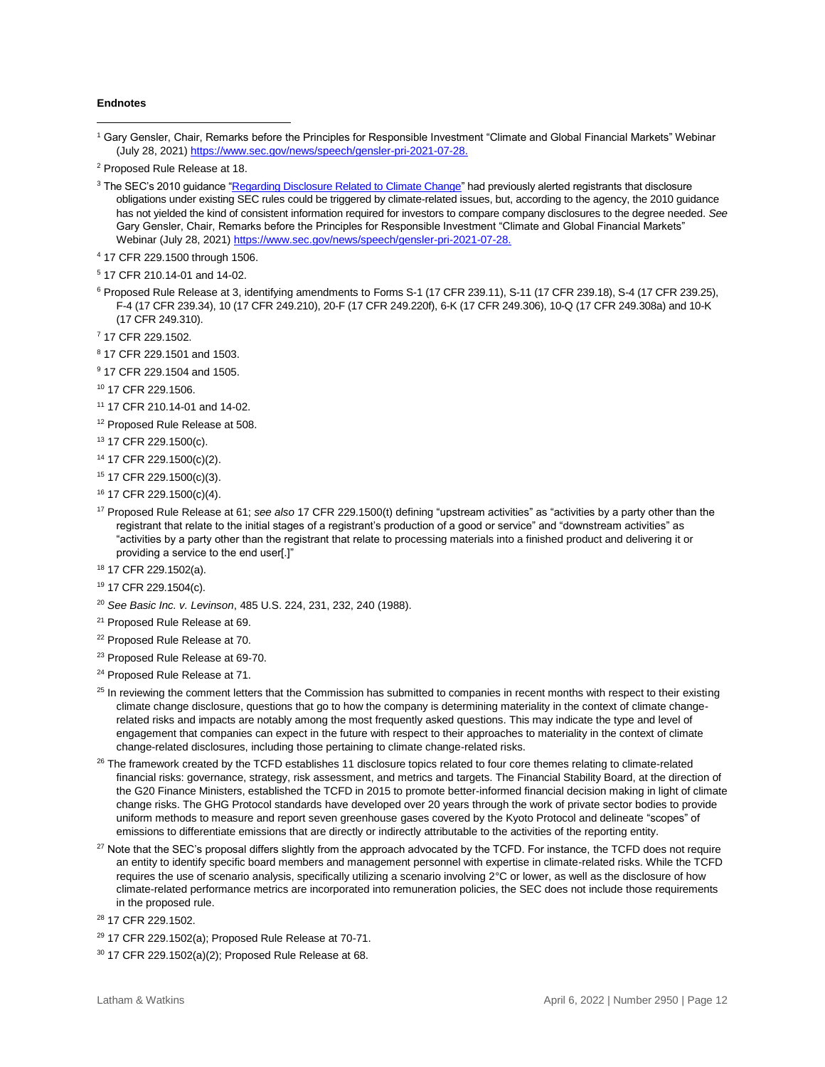**Endnotes**

[1] Gary Gensler, Chair, Remarks before the Principles for Responsible Investment "Climate and Global Financial Markets" Webinar (July 28, 2021) https://www.sec.gov/news/speech/gensler-pri-2021-07-28.

[2] Proposed Rule Release at 18.

[3] The SEC's 2010 guidance "Regarding Disclosure Related to Climate Change" had previously alerted registrants that disclosure obligations under existing SEC rules could be triggered by climate-related issues, but, according to the agency, the 2010 guidance has not yielded the kind of consistent information required for investors to compare company disclosures to the degree needed. *See* Gary Gensler, Chair, Remarks before the Principles for Responsible Investment "Climate and Global Financial Markets" Webinar (July 28, 2021) https://www.sec.gov/news/speech/gensler-pri-2021-07-28.

[4] 17 CFR 229.1500 through 1506.

[5] 17 CFR 210.14-01 and 14-02.

[6] Proposed Rule Release at 3, identifying amendments to Forms S-1 (17 CFR 239.11), S-11 (17 CFR 239.18), S-4 (17 CFR 239.25), F-4 (17 CFR 239.34), 10 (17 CFR 249.210), 20-F (17 CFR 249.220f), 6-K (17 CFR 249.306), 10-Q (17 CFR 249.308a) and 10-K (17 CFR 249.310).

[7] 17 CFR 229.1502.

[8] 17 CFR 229.1501 and 1503.

[9] 17 CFR 229.1504 and 1505.

[10] 17 CFR 229.1506.

[11] 17 CFR 210.14-01 and 14-02.

[12] Proposed Rule Release at 508.

[13] 17 CFR 229.1500(c).

[14] 17 CFR 229.1500(c)(2).

[15] 17 CFR 229.1500(c)(3).

[16] 17 CFR 229.1500(c)(4).

[17] Proposed Rule Release at 61; *see also* 17 CFR 229.1500(t) defining "upstream activities" as "activities by a party other than the registrant that relate to the initial stages of a registrant's production of a good or service" and "downstream activities" as "activities by a party other than the registrant that relate to processing materials into a finished product and delivering it or providing a service to the end user[.]"

[18] 17 CFR 229.1502(a).

[19] 17 CFR 229.1504(c).

[20] *See Basic Inc. v. Levinson*, 485 U.S. 224, 231, 232, 240 (1988).

[21] Proposed Rule Release at 69.

[22] Proposed Rule Release at 70.

[23] Proposed Rule Release at 69-70.

[24] Proposed Rule Release at 71.

[25] In reviewing the comment letters that the Commission has submitted to companies in recent months with respect to their existing climate change disclosure, questions that go to how the company is determining materiality in the context of climate change-related risks and impacts are notably among the most frequently asked questions. This may indicate the type and level of engagement that companies can expect in the future with respect to their approaches to materiality in the context of climate change-related disclosures, including those pertaining to climate change-related risks.

[26] The framework created by the TCFD establishes 11 disclosure topics related to four core themes relating to climate-related financial risks: governance, strategy, risk assessment, and metrics and targets. The Financial Stability Board, at the direction of the G20 Finance Ministers, established the TCFD in 2015 to promote better-informed financial decision making in light of climate change risks. The GHG Protocol standards have developed over 20 years through the work of private sector bodies to provide uniform methods to measure and report seven greenhouse gases covered by the Kyoto Protocol and delineate "scopes" of emissions to differentiate emissions that are directly or indirectly attributable to the activities of the reporting entity.

[27] Note that the SEC's proposal differs slightly from the approach advocated by the TCFD. For instance, the TCFD does not require an entity to identify specific board members and management personnel with expertise in climate-related risks. While the TCFD requires the use of scenario analysis, specifically utilizing a scenario involving 2°C or lower, as well as the disclosure of how climate-related performance metrics are incorporated into remuneration policies, the SEC does not include those requirements in the proposed rule.

[28] 17 CFR 229.1502.

[29] 17 CFR 229.1502(a); Proposed Rule Release at 70-71.

[30] 17 CFR 229.1502(a)(2); Proposed Rule Release at 68.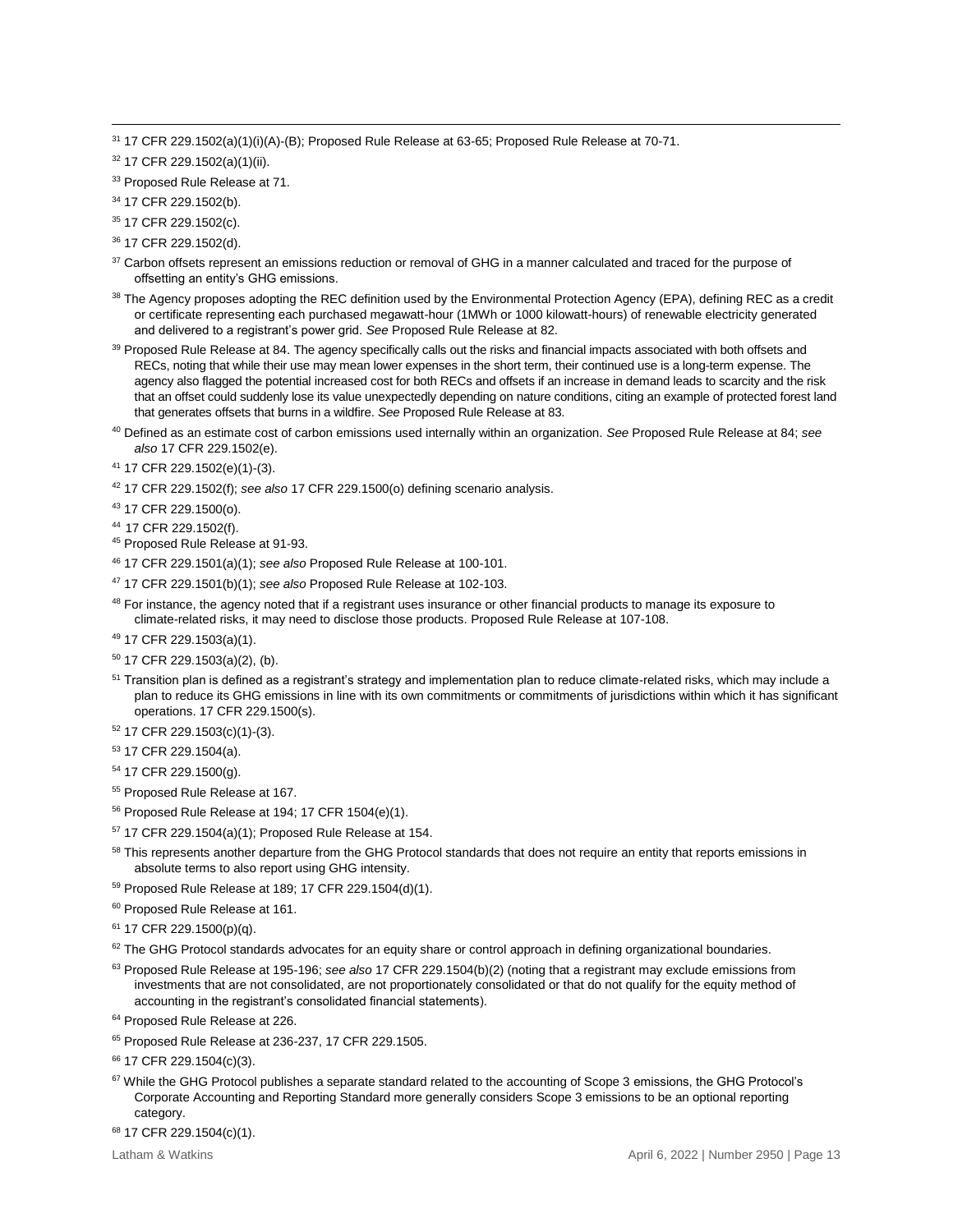[31] 17 CFR 229.1502(a)(1)(i)(A)-(B); Proposed Rule Release at 63-65; Proposed Rule Release at 70-71.

[32] 17 CFR 229.1502(a)(1)(ii).

[33] Proposed Rule Release at 71.

[34] 17 CFR 229.1502(b).

[35] 17 CFR 229.1502(c).

[36] 17 CFR 229.1502(d).

[37] Carbon offsets represent an emissions reduction or removal of GHG in a manner calculated and traced for the purpose of offsetting an entity's GHG emissions.

[38] The Agency proposes adopting the REC definition used by the Environmental Protection Agency (EPA), defining REC as a credit or certificate representing each purchased megawatt-hour (1MWh or 1000 kilowatt-hours) of renewable electricity generated and delivered to a registrant's power grid. *See* Proposed Rule Release at 82.

[39] Proposed Rule Release at 84. The agency specifically calls out the risks and financial impacts associated with both offsets and RECs, noting that while their use may mean lower expenses in the short term, their continued use is a long-term expense. The agency also flagged the potential increased cost for both RECs and offsets if an increase in demand leads to scarcity and the risk that an offset could suddenly lose its value unexpectedly depending on nature conditions, citing an example of protected forest land that generates offsets that burns in a wildfire. *See* Proposed Rule Release at 83.

[40] Defined as an estimate cost of carbon emissions used internally within an organization. *See* Proposed Rule Release at 84; *see also* 17 CFR 229.1502(e).

[41] 17 CFR 229.1502(e)(1)-(3).

[42] 17 CFR 229.1502(f); *see also* 17 CFR 229.1500(o) defining scenario analysis.

[43] 17 CFR 229.1500(o).

[44] 17 CFR 229.1502(f).

[45] Proposed Rule Release at 91-93.

[46] 17 CFR 229.1501(a)(1); *see also* Proposed Rule Release at 100-101.

[47] 17 CFR 229.1501(b)(1); *see also* Proposed Rule Release at 102-103.

[48] For instance, the agency noted that if a registrant uses insurance or other financial products to manage its exposure to climate-related risks, it may need to disclose those products. Proposed Rule Release at 107-108.

[49] 17 CFR 229.1503(a)(1).

[50] 17 CFR 229.1503(a)(2), (b).

[51] Transition plan is defined as a registrant's strategy and implementation plan to reduce climate-related risks, which may include a plan to reduce its GHG emissions in line with its own commitments or commitments of jurisdictions within which it has significant operations. 17 CFR 229.1500(s).

[52] 17 CFR 229.1503(c)(1)-(3).

[53] 17 CFR 229.1504(a).

[54] 17 CFR 229.1500(g).

[55] Proposed Rule Release at 167.

[56] Proposed Rule Release at 194; 17 CFR 1504(e)(1).

[57] 17 CFR 229.1504(a)(1); Proposed Rule Release at 154.

[58] This represents another departure from the GHG Protocol standards that does not require an entity that reports emissions in absolute terms to also report using GHG intensity.

[59] Proposed Rule Release at 189; 17 CFR 229.1504(d)(1).

[60] Proposed Rule Release at 161.

[61] 17 CFR 229.1500(p)(q).

[62] The GHG Protocol standards advocates for an equity share or control approach in defining organizational boundaries.

[63] Proposed Rule Release at 195-196; *see also* 17 CFR 229.1504(b)(2) (noting that a registrant may exclude emissions from investments that are not consolidated, are not proportionately consolidated or that do not qualify for the equity method of accounting in the registrant's consolidated financial statements).

[64] Proposed Rule Release at 226.

[65] Proposed Rule Release at 236-237, 17 CFR 229.1505.

[66] 17 CFR 229.1504(c)(3).

[67] While the GHG Protocol publishes a separate standard related to the accounting of Scope 3 emissions, the GHG Protocol's Corporate Accounting and Reporting Standard more generally considers Scope 3 emissions to be an optional reporting category.

[68] 17 CFR 229.1504(c)(1).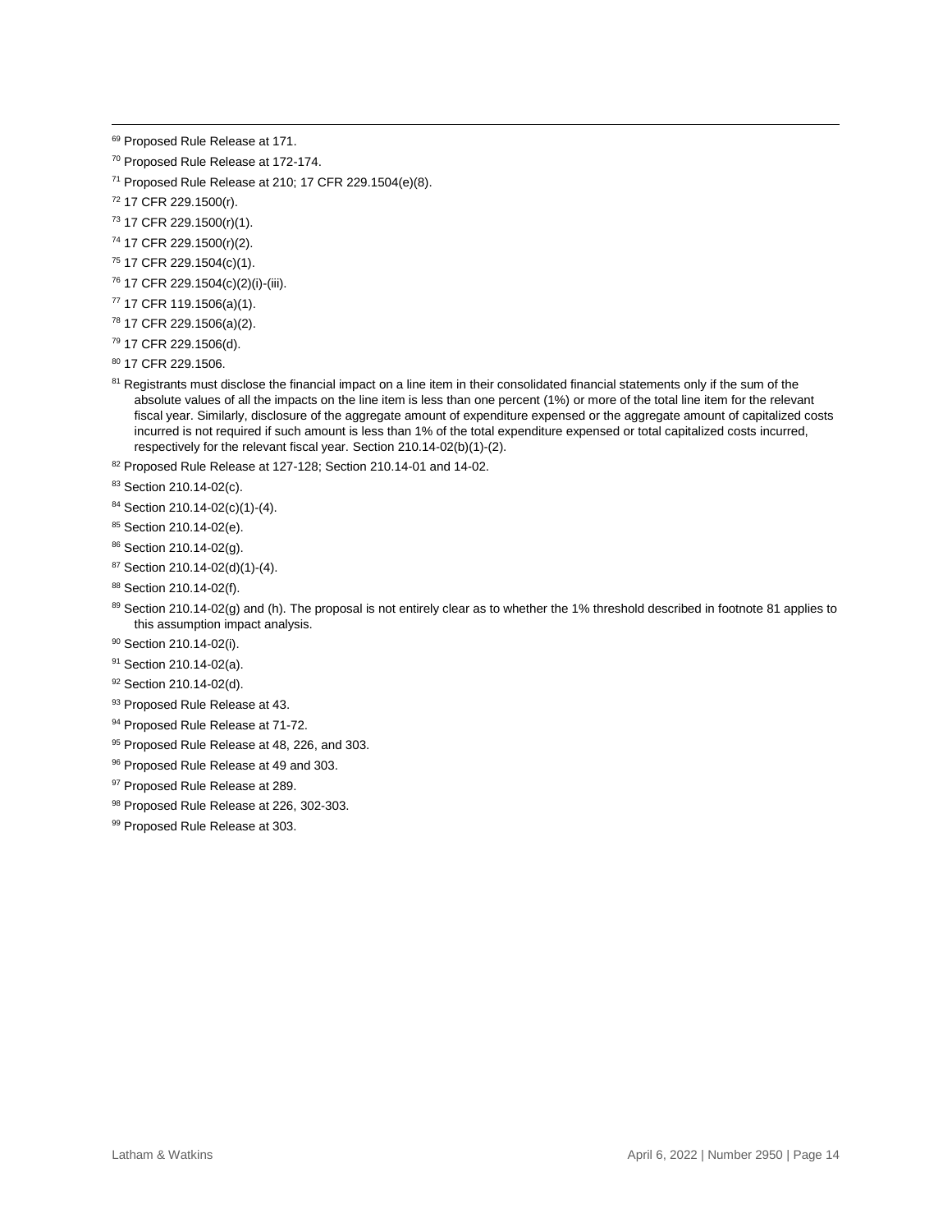[69] Proposed Rule Release at 171.

[70] Proposed Rule Release at 172-174.

[71] Proposed Rule Release at 210; 17 CFR 229.1504(e)(8).

[72] 17 CFR 229.1500(r).

[73] 17 CFR 229.1500(r)(1).

[74] 17 CFR 229.1500(r)(2).

[75] 17 CFR 229.1504(c)(1).

[76] 17 CFR 229.1504(c)(2)(i)-(iii).

[77] 17 CFR 119.1506(a)(1).

[78] 17 CFR 229.1506(a)(2).

[79] 17 CFR 229.1506(d).

[80] 17 CFR 229.1506.

[81] Registrants must disclose the financial impact on a line item in their consolidated financial statements only if the sum of the absolute values of all the impacts on the line item is less than one percent (1%) or more of the total line item for the relevant fiscal year. Similarly, disclosure of the aggregate amount of expenditure expensed or the aggregate amount of capitalized costs incurred is not required if such amount is less than 1% of the total expenditure expensed or total capitalized costs incurred, respectively for the relevant fiscal year. Section 210.14-02(b)(1)-(2).

[82] Proposed Rule Release at 127-128; Section 210.14-01 and 14-02.

[83] Section 210.14-02(c).

[84] Section 210.14-02(c)(1)-(4).

[85] Section 210.14-02(e).

[86] Section 210.14-02(g).

[87] Section 210.14-02(d)(1)-(4).

[88] Section 210.14-02(f).

[89] Section 210.14-02(g) and (h). The proposal is not entirely clear as to whether the 1% threshold described in footnote 81 applies to this assumption impact analysis.

[90] Section 210.14-02(i).

[91] Section 210.14-02(a).

[92] Section 210.14-02(d).

[93] Proposed Rule Release at 43.

[94] Proposed Rule Release at 71-72.

[95] Proposed Rule Release at 48, 226, and 303.

[96] Proposed Rule Release at 49 and 303.

[97] Proposed Rule Release at 289.

[98] Proposed Rule Release at 226, 302-303.

[99] Proposed Rule Release at 303.